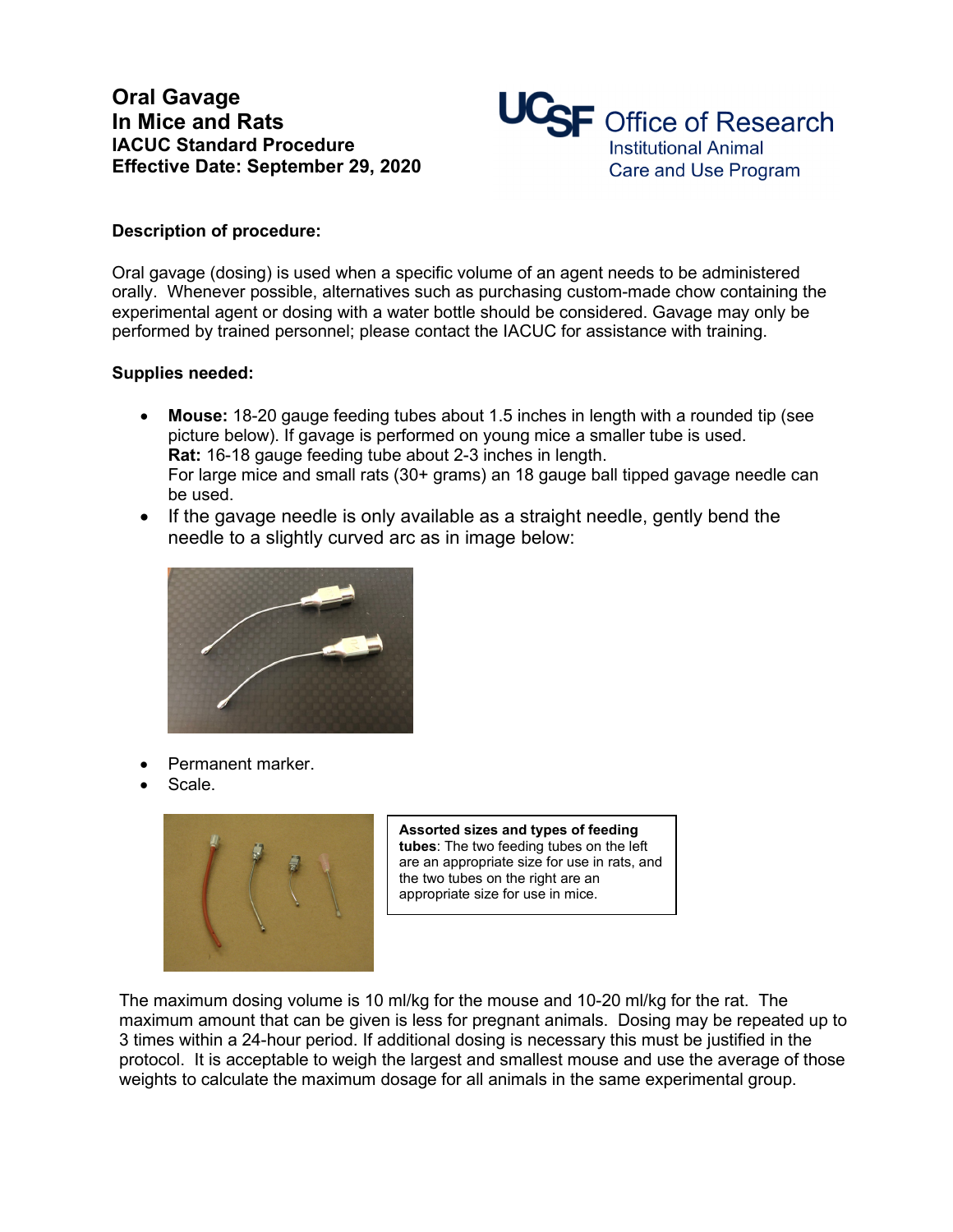# Oral Gavage In Mice and Rats

**IACUC Standard Procedure**
**Effective Date: September 29, 2020**

UCSF Office of Research
Institutional Animal Care and Use Program

**Description of procedure:**

Oral gavage (dosing) is used when a specific volume of an agent needs to be administered orally. Whenever possible, alternatives such as purchasing custom-made chow containing the experimental agent or dosing with a water bottle should be considered. Gavage may only be performed by trained personnel; please contact the IACUC for assistance with training.

**Supplies needed:**

- **Mouse:** 18-20 gauge feeding tubes about 1.5 inches in length with a rounded tip (see picture below). If gavage is performed on young mice a smaller tube is used.
  **Rat:** 16-18 gauge feeding tube about 2-3 inches in length.
  For large mice and small rats (30+ grams) an 18 gauge ball tipped gavage needle can be used.
- If the gavage needle is only available as a straight needle, gently bend the needle to a slightly curved arc as in image below:
- Permanent marker.
- Scale.

**Assorted sizes and types of feeding tubes**: The two feeding tubes on the left are an appropriate size for use in rats, and the two tubes on the right are an appropriate size for use in mice.

The maximum dosing volume is 10 ml/kg for the mouse and 10-20 ml/kg for the rat. The maximum amount that can be given is less for pregnant animals. Dosing may be repeated up to 3 times within a 24-hour period. If additional dosing is necessary this must be justified in the protocol. It is acceptable to weigh the largest and smallest mouse and use the average of those weights to calculate the maximum dosage for all animals in the same experimental group.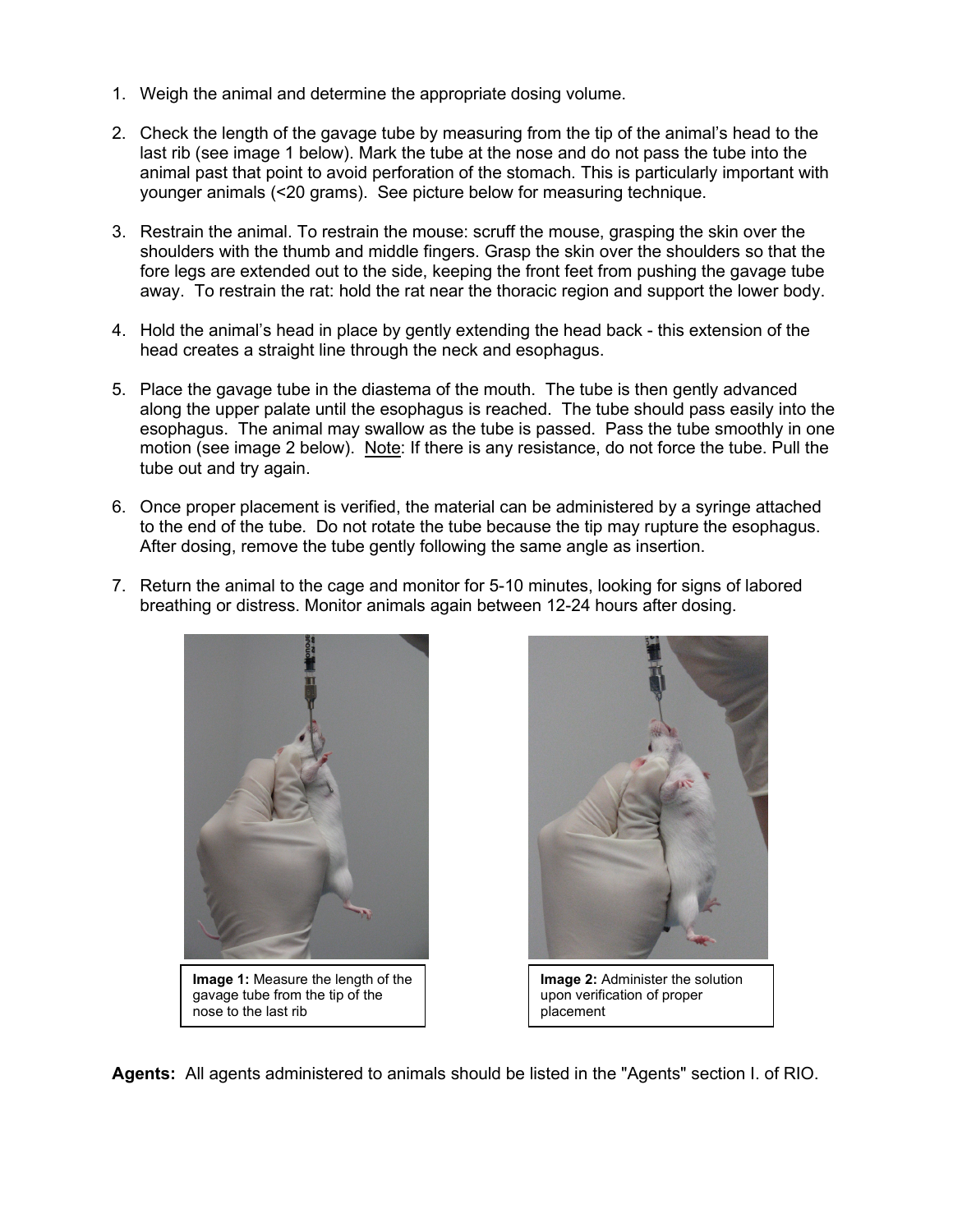1. Weigh the animal and determine the appropriate dosing volume.

2. Check the length of the gavage tube by measuring from the tip of the animal's head to the last rib (see image 1 below). Mark the tube at the nose and do not pass the tube into the animal past that point to avoid perforation of the stomach. This is particularly important with younger animals (<20 grams). See picture below for measuring technique.

3. Restrain the animal. To restrain the mouse: scruff the mouse, grasping the skin over the shoulders with the thumb and middle fingers. Grasp the skin over the shoulders so that the fore legs are extended out to the side, keeping the front feet from pushing the gavage tube away. To restrain the rat: hold the rat near the thoracic region and support the lower body.

4. Hold the animal's head in place by gently extending the head back - this extension of the head creates a straight line through the neck and esophagus.

5. Place the gavage tube in the diastema of the mouth. The tube is then gently advanced along the upper palate until the esophagus is reached. The tube should pass easily into the esophagus. The animal may swallow as the tube is passed. Pass the tube smoothly in one motion (see image 2 below). Note: If there is any resistance, do not force the tube. Pull the tube out and try again.

6. Once proper placement is verified, the material can be administered by a syringe attached to the end of the tube. Do not rotate the tube because the tip may rupture the esophagus. After dosing, remove the tube gently following the same angle as insertion.

7. Return the animal to the cage and monitor for 5-10 minutes, looking for signs of labored breathing or distress. Monitor animals again between 12-24 hours after dosing.

**Image 1:** Measure the length of the gavage tube from the tip of the nose to the last rib

**Image 2:** Administer the solution upon verification of proper placement

**Agents:** All agents administered to animals should be listed in the "Agents" section I. of RIO.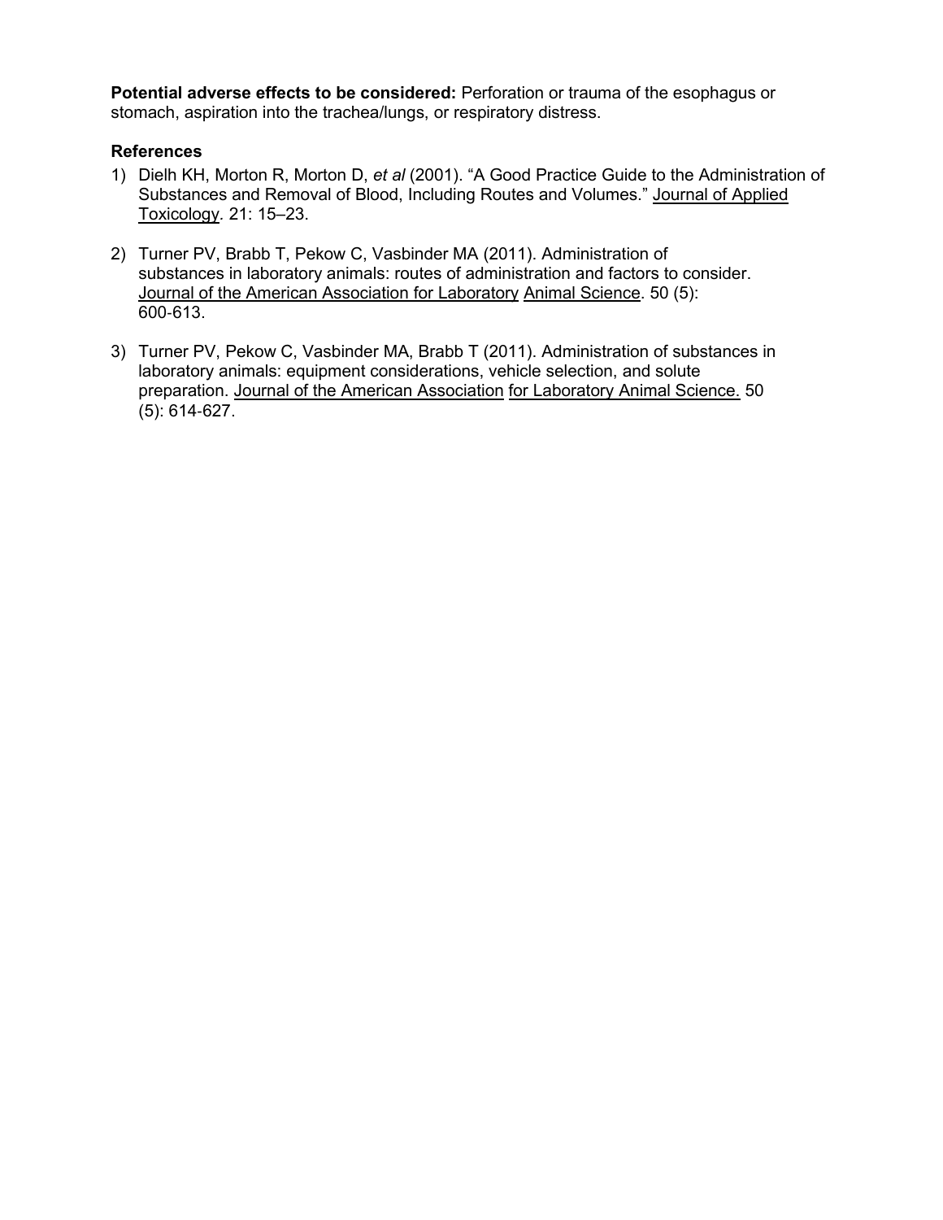**Potential adverse effects to be considered:** Perforation or trauma of the esophagus or stomach, aspiration into the trachea/lungs, or respiratory distress.

**References**

1) Dielh KH, Morton R, Morton D, *et al* (2001). "A Good Practice Guide to the Administration of Substances and Removal of Blood, Including Routes and Volumes." Journal of Applied Toxicology. 21: 15–23.

2) Turner PV, Brabb T, Pekow C, Vasbinder MA (2011). Administration of substances in laboratory animals: routes of administration and factors to consider. Journal of the American Association for Laboratory Animal Science. 50 (5): 600-613.

3) Turner PV, Pekow C, Vasbinder MA, Brabb T (2011). Administration of substances in laboratory animals: equipment considerations, vehicle selection, and solute preparation. Journal of the American Association for Laboratory Animal Science. 50 (5): 614-627.